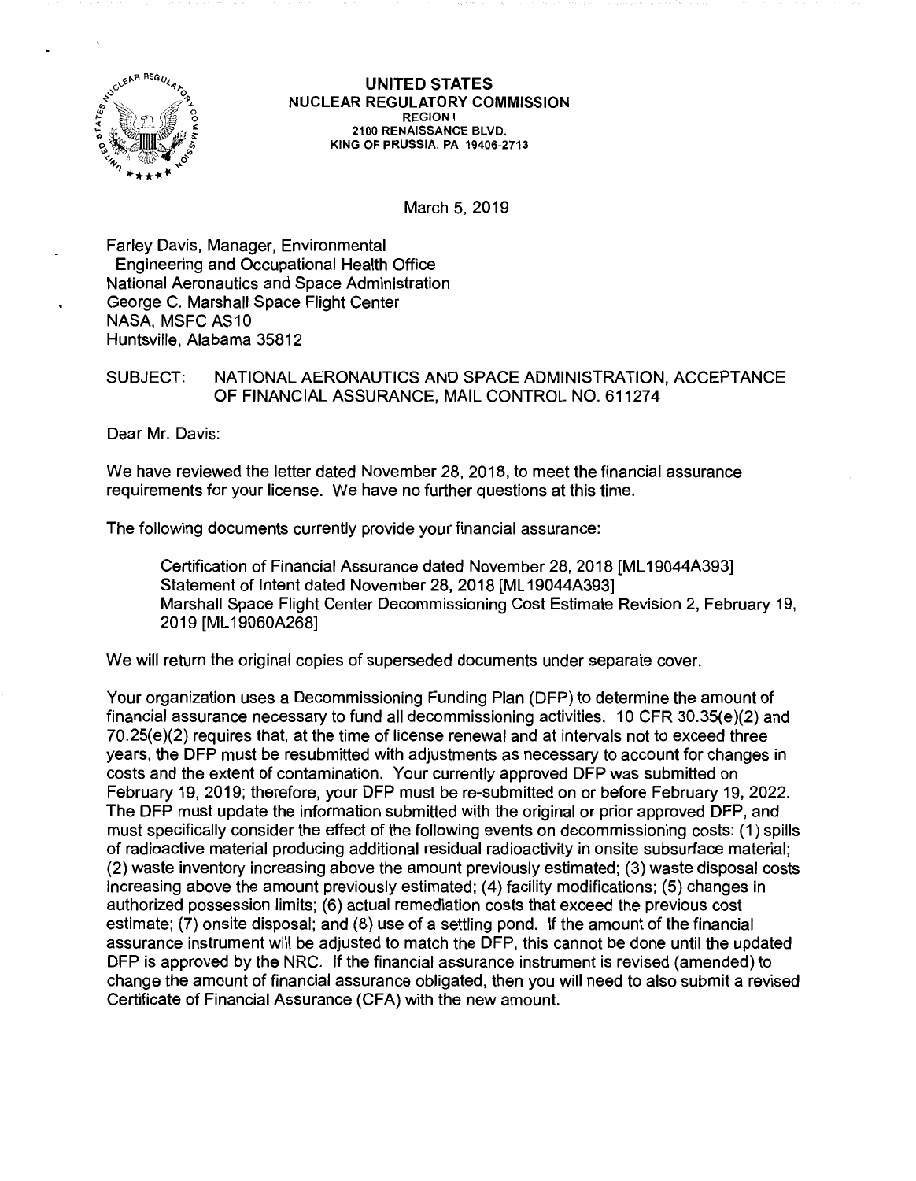**UNITED STATES**
**NUCLEAR REGULATORY COMMISSION**
REGION I
2100 RENAISSANCE BLVD.
KING OF PRUSSIA, PA 19406-2713

March 5, 2019

Farley Davis, Manager, Environmental
Engineering and Occupational Health Office
National Aeronautics and Space Administration
George C. Marshall Space Flight Center
NASA, MSFC AS10
Huntsville, Alabama 35812

SUBJECT: NATIONAL AERONAUTICS AND SPACE ADMINISTRATION, ACCEPTANCE OF FINANCIAL ASSURANCE, MAIL CONTROL NO. 611274

Dear Mr. Davis:

We have reviewed the letter dated November 28, 2018, to meet the financial assurance requirements for your license. We have no further questions at this time.

The following documents currently provide your financial assurance:

> Certification of Financial Assurance dated November 28, 2018 [ML19044A393]
> Statement of Intent dated November 28, 2018 [ML19044A393]
> Marshall Space Flight Center Decommissioning Cost Estimate Revision 2, February 19, 2019 [ML19060A268]

We will return the original copies of superseded documents under separate cover.

Your organization uses a Decommissioning Funding Plan (DFP) to determine the amount of financial assurance necessary to fund all decommissioning activities. 10 CFR 30.35(e)(2) and 70.25(e)(2) requires that, at the time of license renewal and at intervals not to exceed three years, the DFP must be resubmitted with adjustments as necessary to account for changes in costs and the extent of contamination. Your currently approved DFP was submitted on February 19, 2019; therefore, your DFP must be re-submitted on or before February 19, 2022. The DFP must update the information submitted with the original or prior approved DFP, and must specifically consider the effect of the following events on decommissioning costs: (1) spills of radioactive material producing additional residual radioactivity in onsite subsurface material; (2) waste inventory increasing above the amount previously estimated; (3) waste disposal costs increasing above the amount previously estimated; (4) facility modifications; (5) changes in authorized possession limits; (6) actual remediation costs that exceed the previous cost estimate; (7) onsite disposal; and (8) use of a settling pond. If the amount of the financial assurance instrument will be adjusted to match the DFP, this cannot be done until the updated DFP is approved by the NRC. If the financial assurance instrument is revised (amended) to change the amount of financial assurance obligated, then you will need to also submit a revised Certificate of Financial Assurance (CFA) with the new amount.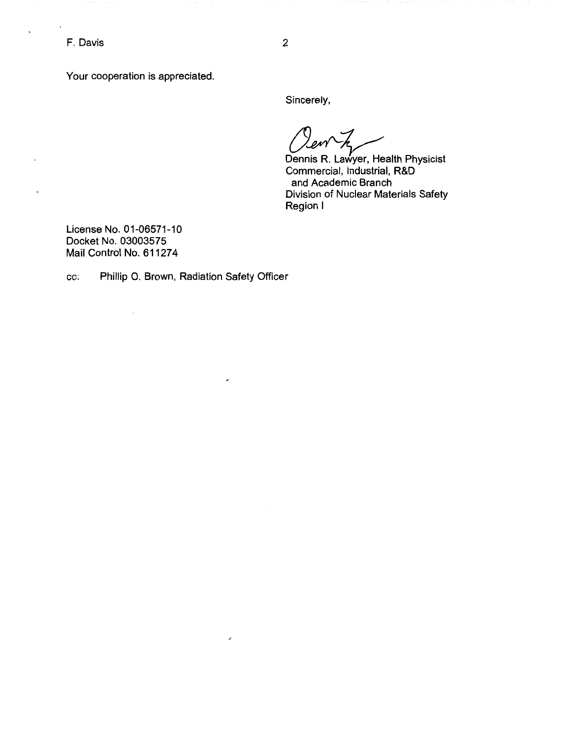Your cooperation is appreciated.

Sincerely,

Dennis R. Lawyer, Health Physicist
Commercial, Industrial, R&D
and Academic Branch
Division of Nuclear Materials Safety
Region I

License No. 01-06571-10
Docket No. 03003575
Mail Control No. 611274

cc: Phillip O. Brown, Radiation Safety Officer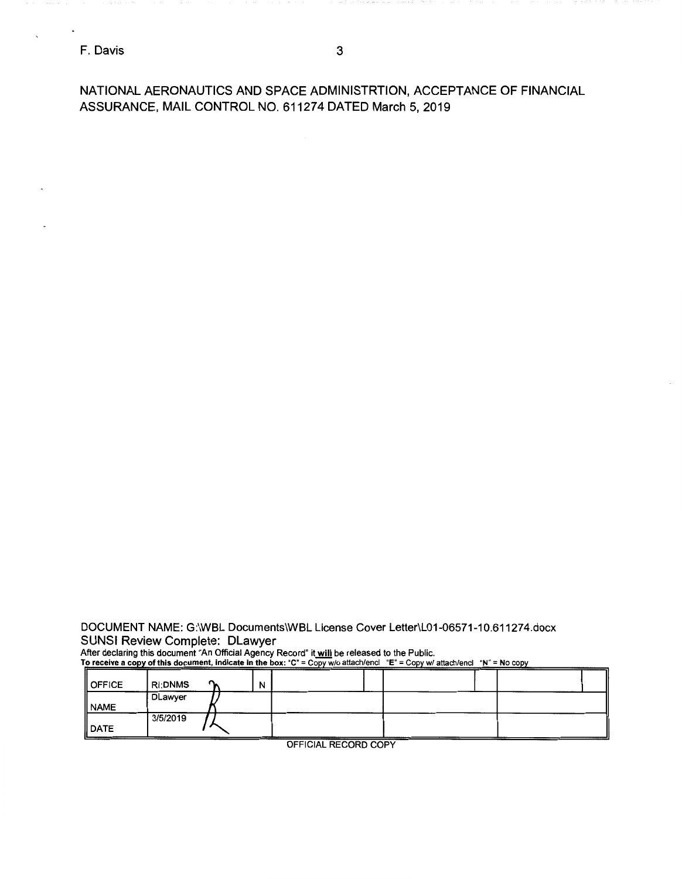NATIONAL AERONAUTICS AND SPACE ADMINISTRTION, ACCEPTANCE OF FINANCIAL ASSURANCE, MAIL CONTROL NO. 611274 DATED March 5, 2019

DOCUMENT NAME: G:\WBL Documents\WBL License Cover Letter\L01-06571-10.611274.docx

SUNSI Review Complete: DLawyer

After declaring this document "An Official Agency Record" it **will** be released to the Public.

**To receive a copy of this document, indicate in the box: "C" = Copy w/o attach/encl "E" = Copy w/ attach/encl "N" = No copy**

| | | | | | | | | |
|---|---|---|---|---|---|---|---|---|
| OFFICE | RI:DNMS | N | | | | | | |
| NAME | DLawyer | | | | | | | |
| DATE | 3/5/2019 | | | | | | | |

OFFICIAL RECORD COPY